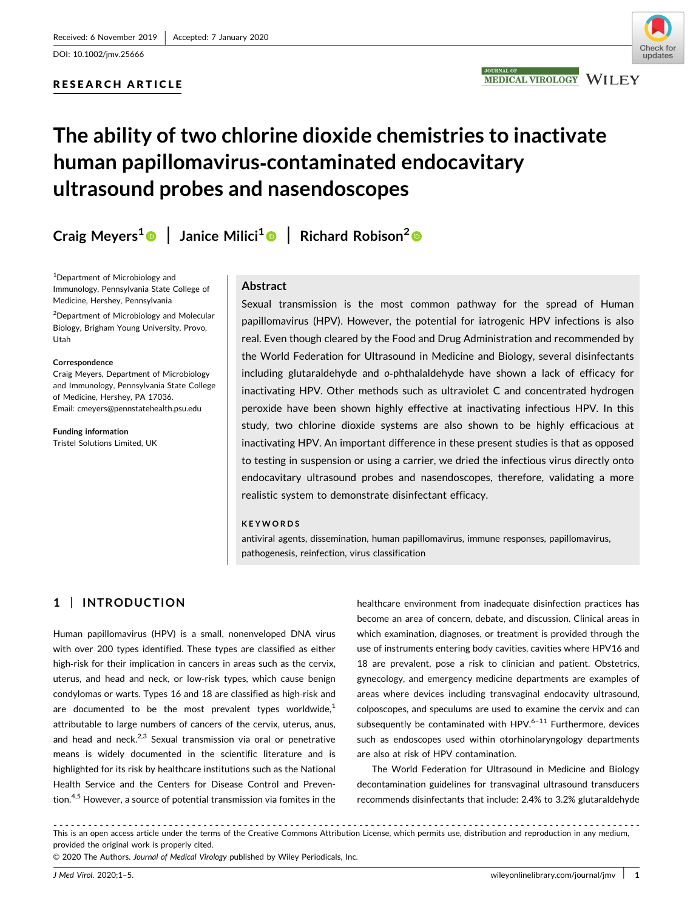Received: 6 November 2019 | Accepted: 7 January 2020

DOI: 10.1002/jmv.25666

RESEARCH ARTICLE

# The ability of two chlorine dioxide chemistries to inactivate human papillomavirus-contaminated endocavitary ultrasound probes and nasendoscopes

Craig Meyers[1] | Janice Milici[1] | Richard Robison[2]

[1]Department of Microbiology and Immunology, Pennsylvania State College of Medicine, Hershey, Pennsylvania

[2]Department of Microbiology and Molecular Biology, Brigham Young University, Provo, Utah

**Correspondence**
Craig Meyers, Department of Microbiology and Immunology, Pennsylvania State College of Medicine, Hershey, PA 17036.
Email: cmeyers@pennstatehealth.psu.edu

**Funding information**
Tristel Solutions Limited, UK

## Abstract

Sexual transmission is the most common pathway for the spread of Human papillomavirus (HPV). However, the potential for iatrogenic HPV infections is also real. Even though cleared by the Food and Drug Administration and recommended by the World Federation for Ultrasound in Medicine and Biology, several disinfectants including glutaraldehyde and *o*-phthalaldehyde have shown a lack of efficacy for inactivating HPV. Other methods such as ultraviolet C and concentrated hydrogen peroxide have been shown highly effective at inactivating infectious HPV. In this study, two chlorine dioxide systems are also shown to be highly efficacious at inactivating HPV. An important difference in these present studies is that as opposed to testing in suspension or using a carrier, we dried the infectious virus directly onto endocavitary ultrasound probes and nasendoscopes, therefore, validating a more realistic system to demonstrate disinfectant efficacy.

**KEYWORDS**

antiviral agents, dissemination, human papillomavirus, immune responses, papillomavirus, pathogenesis, reinfection, virus classification

## 1 | INTRODUCTION

Human papillomavirus (HPV) is a small, nonenveloped DNA virus with over 200 types identified. These types are classified as either high-risk for their implication in cancers in areas such as the cervix, uterus, and head and neck, or low-risk types, which cause benign condylomas or warts. Types 16 and 18 are classified as high-risk and are documented to be the most prevalent types worldwide,[1] attributable to large numbers of cancers of the cervix, uterus, anus, and head and neck.[2,3] Sexual transmission via oral or penetrative means is widely documented in the scientific literature and is highlighted for its risk by healthcare institutions such as the National Health Service and the Centers for Disease Control and Prevention.[4,5] However, a source of potential transmission via fomites in the healthcare environment from inadequate disinfection practices has become an area of concern, debate, and discussion. Clinical areas in which examination, diagnoses, or treatment is provided through the use of instruments entering body cavities, cavities where HPV16 and 18 are prevalent, pose a risk to clinician and patient. Obstetrics, gynecology, and emergency medicine departments are examples of areas where devices including transvaginal endocavity ultrasound, colposcopes, and speculums are used to examine the cervix and can subsequently be contaminated with HPV.[6–11] Furthermore, devices such as endoscopes used within otorhinolaryngology departments are also at risk of HPV contamination.

The World Federation for Ultrasound in Medicine and Biology decontamination guidelines for transvaginal ultrasound transducers recommends disinfectants that include: 2.4% to 3.2% glutaraldehyde

This is an open access article under the terms of the Creative Commons Attribution License, which permits use, distribution and reproduction in any medium, provided the original work is properly cited.
© 2020 The Authors. *Journal of Medical Virology* published by Wiley Periodicals, Inc.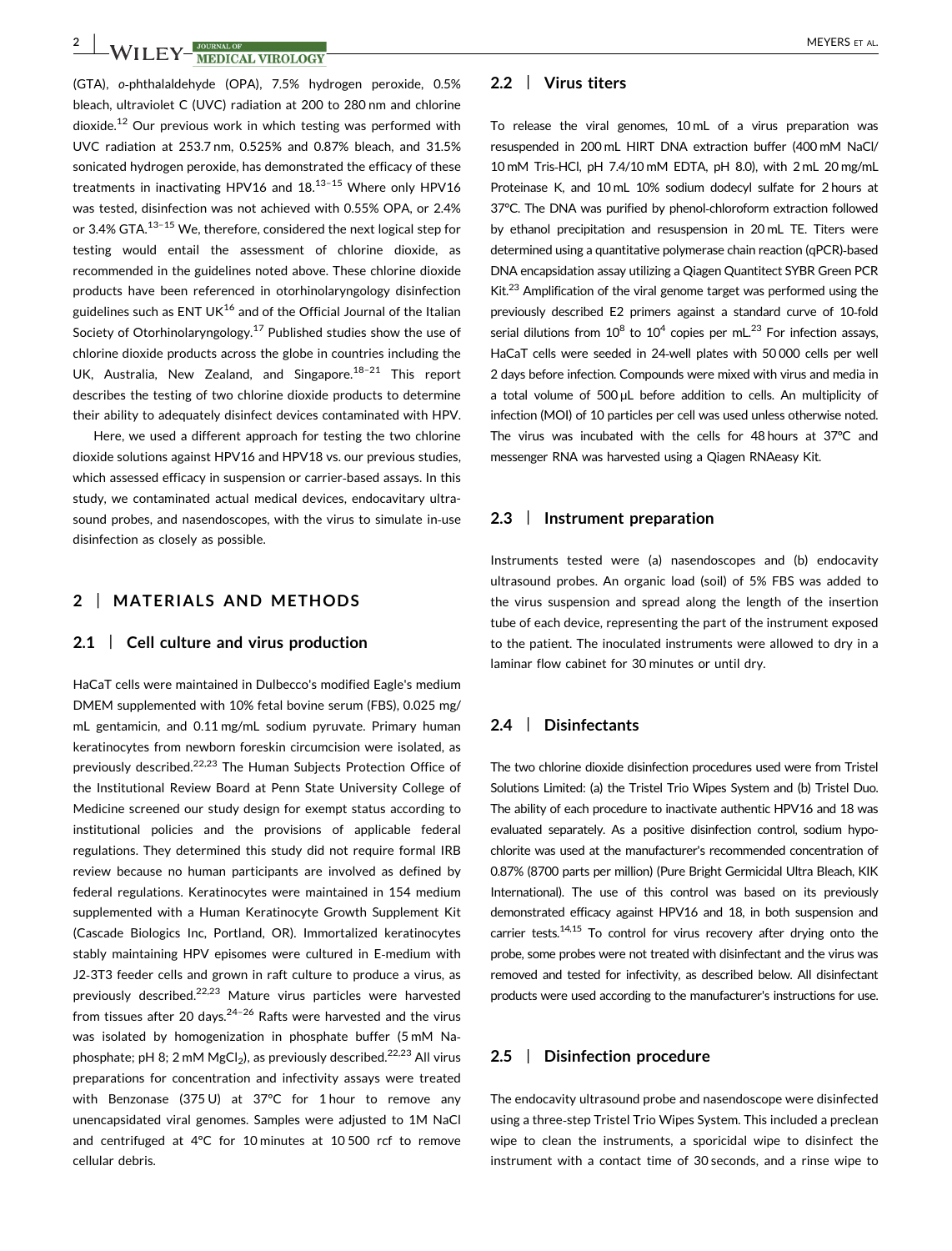(GTA), *o*-phthalaldehyde (OPA), 7.5% hydrogen peroxide, 0.5% bleach, ultraviolet C (UVC) radiation at 200 to 280 nm and chlorine dioxide.[12] Our previous work in which testing was performed with UVC radiation at 253.7 nm, 0.525% and 0.87% bleach, and 31.5% sonicated hydrogen peroxide, has demonstrated the efficacy of these treatments in inactivating HPV16 and 18.[13–15] Where only HPV16 was tested, disinfection was not achieved with 0.55% OPA, or 2.4% or 3.4% GTA.[13–15] We, therefore, considered the next logical step for testing would entail the assessment of chlorine dioxide, as recommended in the guidelines noted above. These chlorine dioxide products have been referenced in otorhinolaryngology disinfection guidelines such as ENT UK[16] and of the Official Journal of the Italian Society of Otorhinolaryngology.[17] Published studies show the use of chlorine dioxide products across the globe in countries including the UK, Australia, New Zealand, and Singapore.[18–21] This report describes the testing of two chlorine dioxide products to determine their ability to adequately disinfect devices contaminated with HPV.

Here, we used a different approach for testing the two chlorine dioxide solutions against HPV16 and HPV18 vs. our previous studies, which assessed efficacy in suspension or carrier-based assays. In this study, we contaminated actual medical devices, endocavitary ultrasound probes, and nasendoscopes, with the virus to simulate in-use disinfection as closely as possible.

## 2 | MATERIALS AND METHODS

### 2.1 | Cell culture and virus production

HaCaT cells were maintained in Dulbecco's modified Eagle's medium DMEM supplemented with 10% fetal bovine serum (FBS), 0.025 mg/mL gentamicin, and 0.11 mg/mL sodium pyruvate. Primary human keratinocytes from newborn foreskin circumcision were isolated, as previously described.[22,23] The Human Subjects Protection Office of the Institutional Review Board at Penn State University College of Medicine screened our study design for exempt status according to institutional policies and the provisions of applicable federal regulations. They determined this study did not require formal IRB review because no human participants are involved as defined by federal regulations. Keratinocytes were maintained in 154 medium supplemented with a Human Keratinocyte Growth Supplement Kit (Cascade Biologics Inc, Portland, OR). Immortalized keratinocytes stably maintaining HPV episomes were cultured in E-medium with J2-3T3 feeder cells and grown in raft culture to produce a virus, as previously described.[22,23] Mature virus particles were harvested from tissues after 20 days.[24–26] Rafts were harvested and the virus was isolated by homogenization in phosphate buffer (5 mM Na-phosphate; pH 8; 2 mM $MgCl_2$), as previously described.[22,23] All virus preparations for concentration and infectivity assays were treated with Benzonase (375 U) at 37°C for 1 hour to remove any unencapsidated viral genomes. Samples were adjusted to 1M NaCl and centrifuged at 4°C for 10 minutes at 10 500 rcf to remove cellular debris.

### 2.2 | Virus titers

To release the viral genomes, 10 mL of a virus preparation was resuspended in 200 mL HIRT DNA extraction buffer (400 mM NaCl/10 mM Tris-HCl, pH 7.4/10 mM EDTA, pH 8.0), with 2 mL 20 mg/mL Proteinase K, and 10 mL 10% sodium dodecyl sulfate for 2 hours at 37°C. The DNA was purified by phenol-chloroform extraction followed by ethanol precipitation and resuspension in 20 mL TE. Titers were determined using a quantitative polymerase chain reaction (qPCR)-based DNA encapsidation assay utilizing a Qiagen Quantitect SYBR Green PCR Kit.[23] Amplification of the viral genome target was performed using the previously described E2 primers against a standard curve of 10-fold serial dilutions from $10^8$ to $10^4$ copies per mL.[23] For infection assays, HaCaT cells were seeded in 24-well plates with 50 000 cells per well 2 days before infection. Compounds were mixed with virus and media in a total volume of 500 μL before addition to cells. An multiplicity of infection (MOI) of 10 particles per cell was used unless otherwise noted. The virus was incubated with the cells for 48 hours at 37°C and messenger RNA was harvested using a Qiagen RNAeasy Kit.

### 2.3 | Instrument preparation

Instruments tested were (a) nasendoscopes and (b) endocavity ultrasound probes. An organic load (soil) of 5% FBS was added to the virus suspension and spread along the length of the insertion tube of each device, representing the part of the instrument exposed to the patient. The inoculated instruments were allowed to dry in a laminar flow cabinet for 30 minutes or until dry.

### 2.4 | Disinfectants

The two chlorine dioxide disinfection procedures used were from Tristel Solutions Limited: (a) the Tristel Trio Wipes System and (b) Tristel Duo. The ability of each procedure to inactivate authentic HPV16 and 18 was evaluated separately. As a positive disinfection control, sodium hypochlorite was used at the manufacturer's recommended concentration of 0.87% (8700 parts per million) (Pure Bright Germicidal Ultra Bleach, KIK International). The use of this control was based on its previously demonstrated efficacy against HPV16 and 18, in both suspension and carrier tests.[14,15] To control for virus recovery after drying onto the probe, some probes were not treated with disinfectant and the virus was removed and tested for infectivity, as described below. All disinfectant products were used according to the manufacturer's instructions for use.

### 2.5 | Disinfection procedure

The endocavity ultrasound probe and nasendoscope were disinfected using a three-step Tristel Trio Wipes System. This included a preclean wipe to clean the instruments, a sporicidal wipe to disinfect the instrument with a contact time of 30 seconds, and a rinse wipe to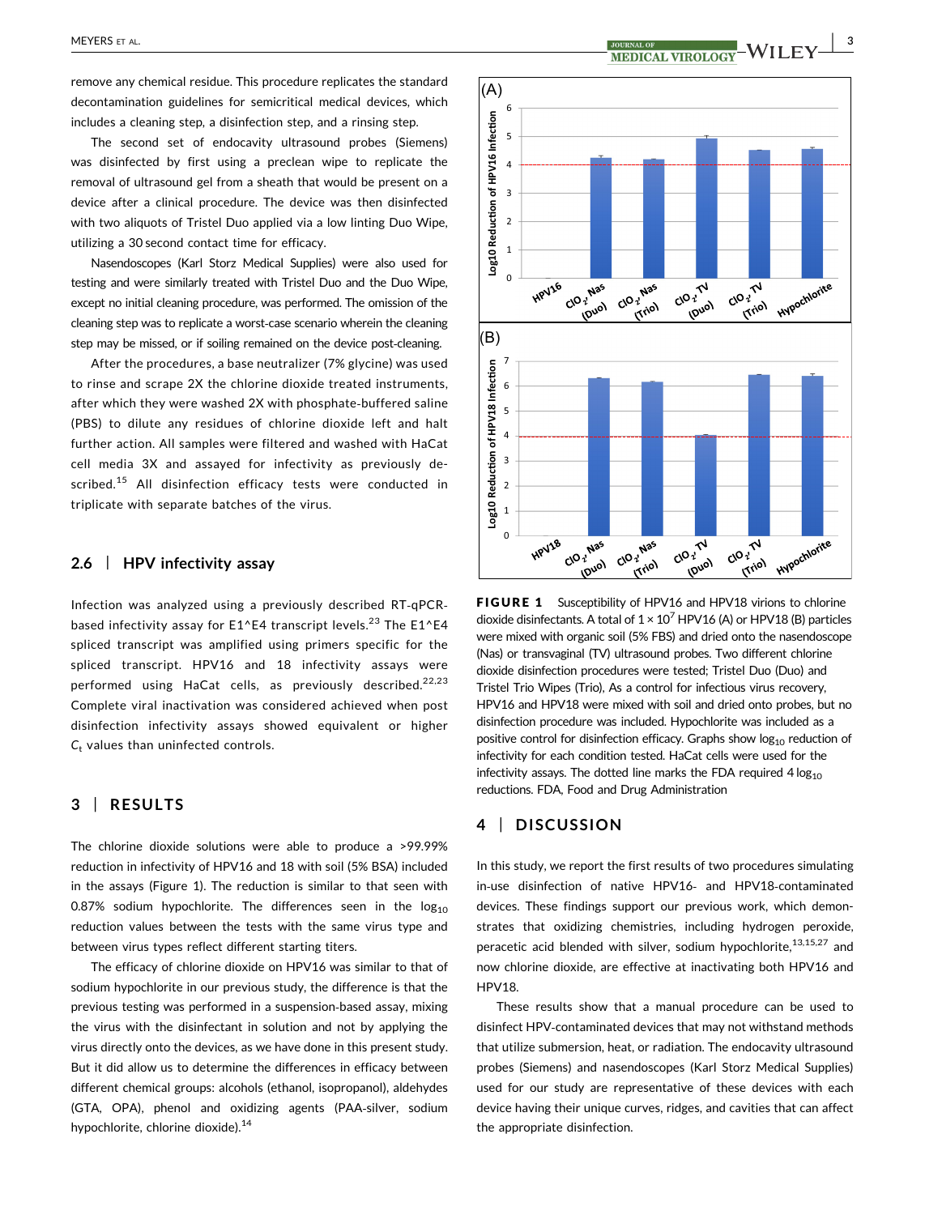remove any chemical residue. This procedure replicates the standard decontamination guidelines for semicritical medical devices, which includes a cleaning step, a disinfection step, and a rinsing step.

The second set of endocavity ultrasound probes (Siemens) was disinfected by first using a preclean wipe to replicate the removal of ultrasound gel from a sheath that would be present on a device after a clinical procedure. The device was then disinfected with two aliquots of Tristel Duo applied via a low linting Duo Wipe, utilizing a 30 second contact time for efficacy.

Nasendoscopes (Karl Storz Medical Supplies) were also used for testing and were similarly treated with Tristel Duo and the Duo Wipe, except no initial cleaning procedure, was performed. The omission of the cleaning step was to replicate a worst-case scenario wherein the cleaning step may be missed, or if soiling remained on the device post-cleaning.

After the procedures, a base neutralizer (7% glycine) was used to rinse and scrape 2X the chlorine dioxide treated instruments, after which they were washed 2X with phosphate-buffered saline (PBS) to dilute any residues of chlorine dioxide left and halt further action. All samples were filtered and washed with HaCat cell media 3X and assayed for infectivity as previously described.[15] All disinfection efficacy tests were conducted in triplicate with separate batches of the virus.

### 2.6 | HPV infectivity assay

Infection was analyzed using a previously described RT-qPCR-based infectivity assay for E1^E4 transcript levels.[23] The E1^E4 spliced transcript was amplified using primers specific for the spliced transcript. HPV16 and 18 infectivity assays were performed using HaCat cells, as previously described.[22,23] Complete viral inactivation was considered achieved when post disinfection infectivity assays showed equivalent or higher $C_t$ values than uninfected controls.

## 3 | RESULTS

The chlorine dioxide solutions were able to produce a >99.99% reduction in infectivity of HPV16 and 18 with soil (5% BSA) included in the assays (Figure 1). The reduction is similar to that seen with 0.87% sodium hypochlorite. The differences seen in the $\log_{10}$ reduction values between the tests with the same virus type and between virus types reflect different starting titers.

The efficacy of chlorine dioxide on HPV16 was similar to that of sodium hypochlorite in our previous study, the difference is that the previous testing was performed in a suspension-based assay, mixing the virus with the disinfectant in solution and not by applying the virus directly onto the devices, as we have done in this present study. But it did allow us to determine the differences in efficacy between different chemical groups: alcohols (ethanol, isopropanol), aldehydes (GTA, OPA), phenol and oxidizing agents (PAA-silver, sodium hypochlorite, chlorine dioxide).[14]

**FIGURE 1** Susceptibility of HPV16 and HPV18 virions to chlorine dioxide disinfectants. A total of $1 \times 10^7$ HPV16 (A) or HPV18 (B) particles were mixed with organic soil (5% FBS) and dried onto the nasendoscope (Nas) or transvaginal (TV) ultrasound probes. Two different chlorine dioxide disinfection procedures were tested; Tristel Duo (Duo) and Tristel Trio Wipes (Trio), As a control for infectious virus recovery, HPV16 and HPV18 were mixed with soil and dried onto probes, but no disinfection procedure was included. Hypochlorite was included as a positive control for disinfection efficacy. Graphs show $\log_{10}$ reduction of infectivity for each condition tested. HaCat cells were used for the infectivity assays. The dotted line marks the FDA required 4 $\log_{10}$ reductions. FDA, Food and Drug Administration

## 4 | DISCUSSION

In this study, we report the first results of two procedures simulating in-use disinfection of native HPV16- and HPV18-contaminated devices. These findings support our previous work, which demonstrates that oxidizing chemistries, including hydrogen peroxide, peracetic acid blended with silver, sodium hypochlorite,[13,15,27] and now chlorine dioxide, are effective at inactivating both HPV16 and HPV18.

These results show that a manual procedure can be used to disinfect HPV-contaminated devices that may not withstand methods that utilize submersion, heat, or radiation. The endocavity ultrasound probes (Siemens) and nasendoscopes (Karl Storz Medical Supplies) used for our study are representative of these devices with each device having their unique curves, ridges, and cavities that can affect the appropriate disinfection.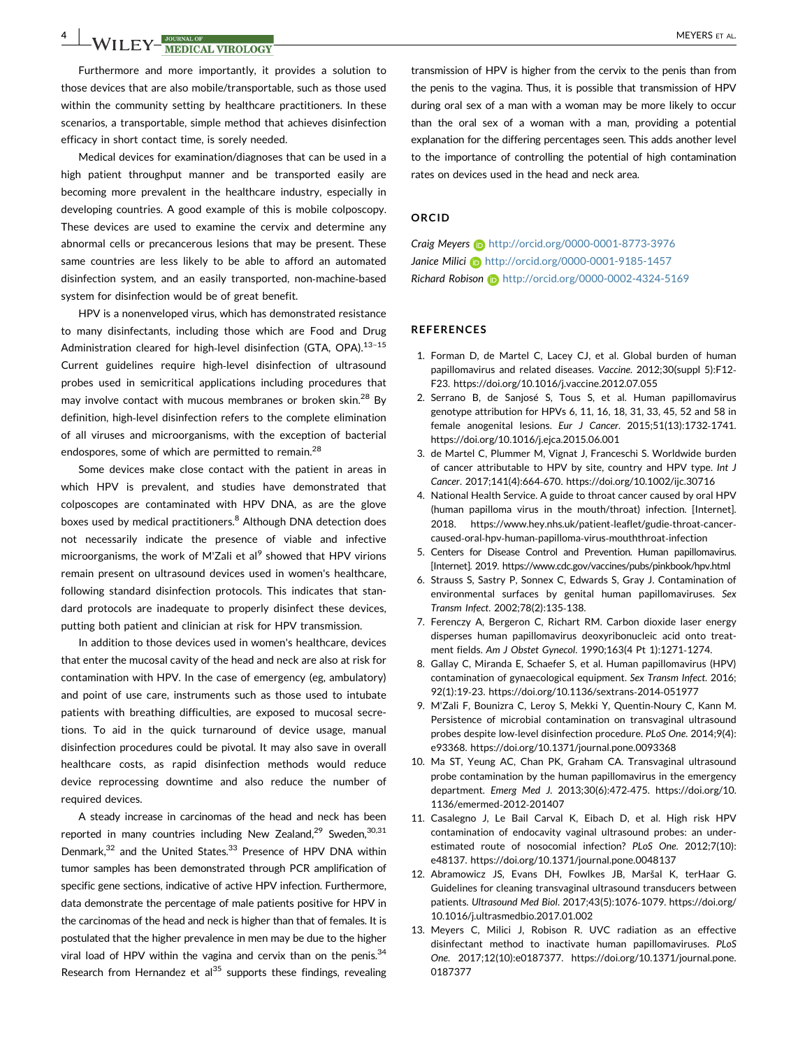Furthermore and more importantly, it provides a solution to those devices that are also mobile/transportable, such as those used within the community setting by healthcare practitioners. In these scenarios, a transportable, simple method that achieves disinfection efficacy in short contact time, is sorely needed.

Medical devices for examination/diagnoses that can be used in a high patient throughput manner and be transported easily are becoming more prevalent in the healthcare industry, especially in developing countries. A good example of this is mobile colposcopy. These devices are used to examine the cervix and determine any abnormal cells or precancerous lesions that may be present. These same countries are less likely to be able to afford an automated disinfection system, and an easily transported, non-machine-based system for disinfection would be of great benefit.

HPV is a nonenveloped virus, which has demonstrated resistance to many disinfectants, including those which are Food and Drug Administration cleared for high-level disinfection (GTA, OPA).[13–15] Current guidelines require high-level disinfection of ultrasound probes used in semicritical applications including procedures that may involve contact with mucous membranes or broken skin.[28] By definition, high-level disinfection refers to the complete elimination of all viruses and microorganisms, with the exception of bacterial endospores, some of which are permitted to remain.[28]

Some devices make close contact with the patient in areas in which HPV is prevalent, and studies have demonstrated that colposcopes are contaminated with HPV DNA, as are the glove boxes used by medical practitioners.[8] Although DNA detection does not necessarily indicate the presence of viable and infective microorganisms, the work of M'Zali et al[9] showed that HPV virions remain present on ultrasound devices used in women's healthcare, following standard disinfection protocols. This indicates that standard protocols are inadequate to properly disinfect these devices, putting both patient and clinician at risk for HPV transmission.

In addition to those devices used in women's healthcare, devices that enter the mucosal cavity of the head and neck are also at risk for contamination with HPV. In the case of emergency (eg, ambulatory) and point of use care, instruments such as those used to intubate patients with breathing difficulties, are exposed to mucosal secretions. To aid in the quick turnaround of device usage, manual disinfection procedures could be pivotal. It may also save in overall healthcare costs, as rapid disinfection methods would reduce device reprocessing downtime and also reduce the number of required devices.

A steady increase in carcinomas of the head and neck has been reported in many countries including New Zealand,[29] Sweden,[30,31] Denmark,[32] and the United States.[33] Presence of HPV DNA within tumor samples has been demonstrated through PCR amplification of specific gene sections, indicative of active HPV infection. Furthermore, data demonstrate the percentage of male patients positive for HPV in the carcinomas of the head and neck is higher than that of females. It is postulated that the higher prevalence in men may be due to the higher viral load of HPV within the vagina and cervix than on the penis.[34] Research from Hernandez et al[35] supports these findings, revealing transmission of HPV is higher from the cervix to the penis than from the penis to the vagina. Thus, it is possible that transmission of HPV during oral sex of a man with a woman may be more likely to occur than the oral sex of a woman with a man, providing a potential explanation for the differing percentages seen. This adds another level to the importance of controlling the potential of high contamination rates on devices used in the head and neck area.

## ORCID

*Craig Meyers* http://orcid.org/0000-0001-8773-3976
*Janice Milici* http://orcid.org/0000-0001-9185-1457
*Richard Robison* http://orcid.org/0000-0002-4324-5169

## REFERENCES

1. Forman D, de Martel C, Lacey CJ, et al. Global burden of human papillomavirus and related diseases. *Vaccine*. 2012;30(suppl 5):F12-F23. https://doi.org/10.1016/j.vaccine.2012.07.055
2. Serrano B, de Sanjosé S, Tous S, et al. Human papillomavirus genotype attribution for HPVs 6, 11, 16, 18, 31, 33, 45, 52 and 58 in female anogenital lesions. *Eur J Cancer*. 2015;51(13):1732-1741. https://doi.org/10.1016/j.ejca.2015.06.001
3. de Martel C, Plummer M, Vignat J, Franceschi S. Worldwide burden of cancer attributable to HPV by site, country and HPV type. *Int J Cancer*. 2017;141(4):664-670. https://doi.org/10.1002/ijc.30716
4. National Health Service. A guide to throat cancer caused by oral HPV (human papilloma virus in the mouth/throat) infection. [Internet]. 2018. https://www.hey.nhs.uk/patient-leaflet/gudie-throat-cancer-caused-oral-hpv-human-papilloma-virus-mouththroat-infection
5. Centers for Disease Control and Prevention. Human papillomavirus. [Internet]. 2019. https://www.cdc.gov/vaccines/pubs/pinkbook/hpv.html
6. Strauss S, Sastry P, Sonnex C, Edwards S, Gray J. Contamination of environmental surfaces by genital human papillomaviruses. *Sex Transm Infect*. 2002;78(2):135-138.
7. Ferenczy A, Bergeron C, Richart RM. Carbon dioxide laser energy disperses human papillomavirus deoxyribonucleic acid onto treatment fields. *Am J Obstet Gynecol*. 1990;163(4 Pt 1):1271-1274.
8. Gallay C, Miranda E, Schaefer S, et al. Human papillomavirus (HPV) contamination of gynaecological equipment. *Sex Transm Infect*. 2016;92(1):19-23. https://doi.org/10.1136/sextrans-2014-051977
9. M'Zali F, Bounizra C, Leroy S, Mekki Y, Quentin-Noury C, Kann M. Persistence of microbial contamination on transvaginal ultrasound probes despite low-level disinfection procedure. *PLoS One*. 2014;9(4):e93368. https://doi.org/10.1371/journal.pone.0093368
10. Ma ST, Yeung AC, Chan PK, Graham CA. Transvaginal ultrasound probe contamination by the human papillomavirus in the emergency department. *Emerg Med J*. 2013;30(6):472-475. https://doi.org/10.1136/emermed-2012-201407
11. Casalegno J, Le Bail Carval K, Eibach D, et al. High risk HPV contamination of endocavity vaginal ultrasound probes: an underestimated route of nosocomial infection? *PLoS One*. 2012;7(10):e48137. https://doi.org/10.1371/journal.pone.0048137
12. Abramowicz JS, Evans DH, Fowlkes JB, Maršal K, terHaar G. Guidelines for cleaning transvaginal ultrasound transducers between patients. *Ultrasound Med Biol*. 2017;43(5):1076-1079. https://doi.org/10.1016/j.ultrasmedbio.2017.01.002
13. Meyers C, Milici J, Robison R. UVC radiation as an effective disinfectant method to inactivate human papillomaviruses. *PLoS One*. 2017;12(10):e0187377. https://doi.org/10.1371/journal.pone.0187377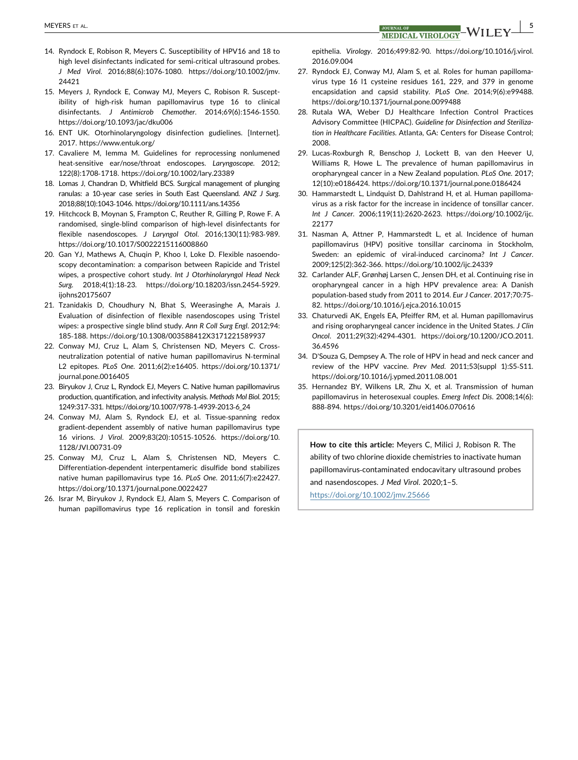14. Ryndock E, Robison R, Meyers C. Susceptibility of HPV16 and 18 to high level disinfectants indicated for semi-critical ultrasound probes. *J Med Virol*. 2016;88(6):1076-1080. https://doi.org/10.1002/jmv.24421
15. Meyers J, Ryndock E, Conway MJ, Meyers C, Robison R. Susceptibility of high-risk human papillomavirus type 16 to clinical disinfectants. *J Antimicrob Chemother*. 2014;69(6):1546-1550. https://doi.org/10.1093/jac/dku006
16. ENT UK. Otorhinolaryngology disinfection gudielines. [Internet]. 2017. https://www.entuk.org/
17. Cavaliere M, Iemma M. Guidelines for reprocessing nonlumened heat-sensitive ear/nose/throat endoscopes. *Laryngoscope*. 2012;122(8):1708-1718. https://doi.org/10.1002/lary.23389
18. Lomas J, Chandran D, Whitfield BCS. Surgical management of plunging ranulas: a 10-year case series in South East Queensland. *ANZ J Surg*. 2018;88(10):1043-1046. https://doi.org/10.1111/ans.14356
19. Hitchcock B, Moynan S, Frampton C, Reuther R, Gilling P, Rowe F. A randomised, single-blind comparison of high-level disinfectants for flexible nasendoscopes. *J Laryngol Otol*. 2016;130(11):983-989. https://doi.org/10.1017/S0022215116008860
20. Gan YJ, Mathews A, Chuqin P, Khoo I, Loke D. Flexible nasoendoscopy decontamination: a comparison between Rapicide and Tristel wipes, a prospective cohort study. *Int J Otorhinolaryngol Head Neck Surg*. 2018;4(1):18-23. https://doi.org/10.18203/issn.2454-5929.ijohns20175607
21. Tzanidakis D, Choudhury N, Bhat S, Weerasinghe A, Marais J. Evaluation of disinfection of flexible nasendoscopes using Tristel wipes: a prospective single blind study. *Ann R Coll Surg Engl*. 2012;94:185-188. https://doi.org/10.1308/003588412X3171221589937
22. Conway MJ, Cruz L, Alam S, Christensen ND, Meyers C. Cross-neutralization potential of native human papillomavirus N-terminal L2 epitopes. *PLoS One*. 2011;6(2):e16405. https://doi.org/10.1371/journal.pone.0016405
23. Biryukov J, Cruz L, Ryndock EJ, Meyers C. Native human papillomavirus production, quantification, and infectivity analysis. *Methods Mol Biol*. 2015;1249:317-331. https://doi.org/10.1007/978-1-4939-2013-6_24
24. Conway MJ, Alam S, Ryndock EJ, et al. Tissue-spanning redox gradient-dependent assembly of native human papillomavirus type 16 virions. *J Virol*. 2009;83(20):10515-10526. https://doi.org/10.1128/JVI.00731-09
25. Conway MJ, Cruz L, Alam S, Christensen ND, Meyers C. Differentiation-dependent interpentameric disulfide bond stabilizes native human papillomavirus type 16. *PLoS One*. 2011;6(7):e22427. https://doi.org/10.1371/journal.pone.0022427
26. Israr M, Biryukov J, Ryndock EJ, Alam S, Meyers C. Comparison of human papillomavirus type 16 replication in tonsil and foreskin epithelia. *Virology*. 2016;499:82-90. https://doi.org/10.1016/j.virol.2016.09.004
27. Ryndock EJ, Conway MJ, Alam S, et al. Roles for human papillomavirus type 16 l1 cysteine residues 161, 229, and 379 in genome encapsidation and capsid stability. *PLoS One*. 2014;9(6):e99488. https://doi.org/10.1371/journal.pone.0099488
28. Rutala WA, Weber DJ Healthcare Infection Control Practices Advisory Committee (HICPAC). *Guideline for Disinfection and Sterilization in Healthcare Facilities*. Atlanta, GA: Centers for Disease Control; 2008.
29. Lucas-Roxburgh R, Benschop J, Lockett B, van den Heever U, Williams R, Howe L. The prevalence of human papillomavirus in oropharyngeal cancer in a New Zealand population. *PLoS One*. 2017;12(10):e0186424. https://doi.org/10.1371/journal.pone.0186424
30. Hammarstedt L, Lindquist D, Dahlstrand H, et al. Human papillomavirus as a risk factor for the increase in incidence of tonsillar cancer. *Int J Cancer*. 2006;119(11):2620-2623. https://doi.org/10.1002/ijc.22177
31. Nasman A, Attner P, Hammarstedt L, et al. Incidence of human papillomavirus (HPV) positive tonsillar carcinoma in Stockholm, Sweden: an epidemic of viral-induced carcinoma? *Int J Cancer*. 2009;125(2):362-366. https://doi.org/10.1002/ijc.24339
32. Carlander ALF, Grønhøj Larsen C, Jensen DH, et al. Continuing rise in oropharyngeal cancer in a high HPV prevalence area: A Danish population-based study from 2011 to 2014. *Eur J Cancer*. 2017;70:75-82. https://doi.org/10.1016/j.ejca.2016.10.015
33. Chaturvedi AK, Engels EA, Pfeiffer RM, et al. Human papillomavirus and rising oropharyngeal cancer incidence in the United States. *J Clin Oncol*. 2011;29(32):4294-4301. https://doi.org/10.1200/JCO.2011.36.4596
34. D'Souza G, Dempsey A. The role of HPV in head and neck cancer and review of the HPV vaccine. *Prev Med*. 2011;53(suppl 1):S5-S11. https://doi.org/10.1016/j.ypmed.2011.08.001
35. Hernandez BY, Wilkens LR, Zhu X, et al. Transmission of human papillomavirus in heterosexual couples. *Emerg Infect Dis*. 2008;14(6):888-894. https://doi.org/10.3201/eid1406.070616

**How to cite this article:** Meyers C, Milici J, Robison R. The ability of two chlorine dioxide chemistries to inactivate human papillomavirus-contaminated endocavitary ultrasound probes and nasendoscopes. *J Med Virol*. 2020;1–5. https://doi.org/10.1002/jmv.25666